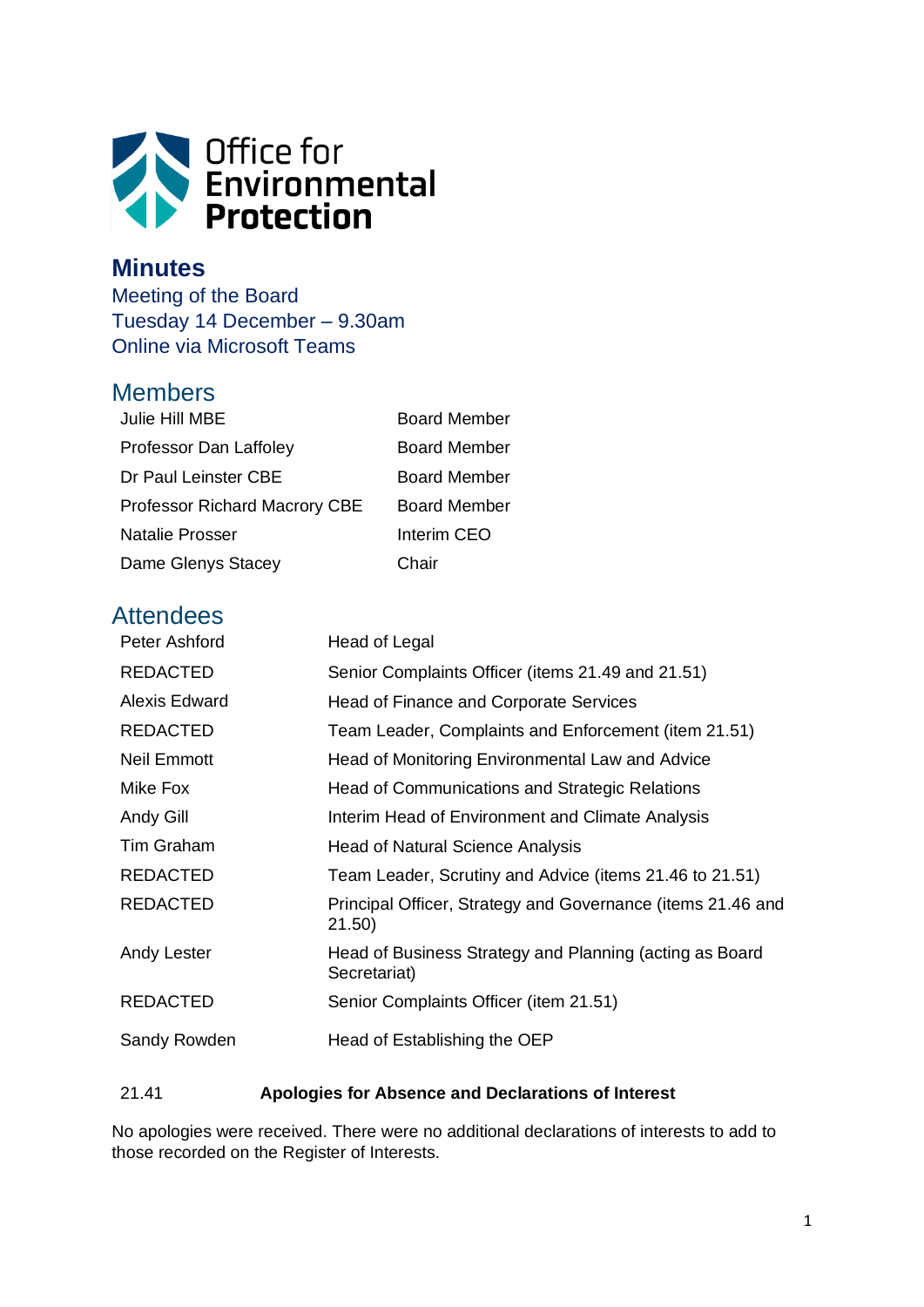Office for Environmental Protection

# Minutes

Meeting of the Board
Tuesday 14 December – 9.30am
Online via Microsoft Teams

## Members

| | |
|---|---|
| Julie Hill MBE | Board Member |
| Professor Dan Laffoley | Board Member |
| Dr Paul Leinster CBE | Board Member |
| Professor Richard Macrory CBE | Board Member |
| Natalie Prosser | Interim CEO |
| Dame Glenys Stacey | Chair |

## Attendees

| | |
|---|---|
| Peter Ashford | Head of Legal |
| REDACTED | Senior Complaints Officer (items 21.49 and 21.51) |
| Alexis Edward | Head of Finance and Corporate Services |
| REDACTED | Team Leader, Complaints and Enforcement (item 21.51) |
| Neil Emmott | Head of Monitoring Environmental Law and Advice |
| Mike Fox | Head of Communications and Strategic Relations |
| Andy Gill | Interim Head of Environment and Climate Analysis |
| Tim Graham | Head of Natural Science Analysis |
| REDACTED | Team Leader, Scrutiny and Advice (items 21.46 to 21.51) |
| REDACTED | Principal Officer, Strategy and Governance (items 21.46 and 21.50) |
| Andy Lester | Head of Business Strategy and Planning (acting as Board Secretariat) |
| REDACTED | Senior Complaints Officer (item 21.51) |
| Sandy Rowden | Head of Establishing the OEP |

### 21.41 Apologies for Absence and Declarations of Interest

No apologies were received. There were no additional declarations of interests to add to those recorded on the Register of Interests.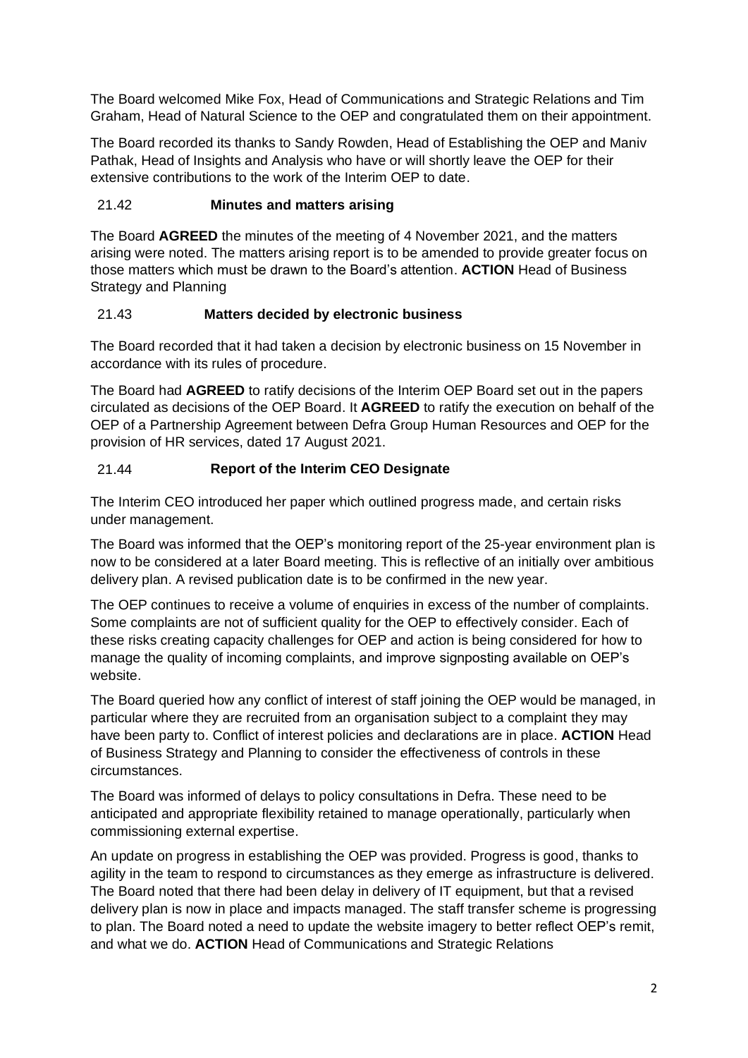The Board welcomed Mike Fox, Head of Communications and Strategic Relations and Tim Graham, Head of Natural Science to the OEP and congratulated them on their appointment.

The Board recorded its thanks to Sandy Rowden, Head of Establishing the OEP and Maniv Pathak, Head of Insights and Analysis who have or will shortly leave the OEP for their extensive contributions to the work of the Interim OEP to date.

### 21.42 Minutes and matters arising

The Board **AGREED** the minutes of the meeting of 4 November 2021, and the matters arising were noted. The matters arising report is to be amended to provide greater focus on those matters which must be drawn to the Board's attention. **ACTION** Head of Business Strategy and Planning

### 21.43 Matters decided by electronic business

The Board recorded that it had taken a decision by electronic business on 15 November in accordance with its rules of procedure.

The Board had **AGREED** to ratify decisions of the Interim OEP Board set out in the papers circulated as decisions of the OEP Board. It **AGREED** to ratify the execution on behalf of the OEP of a Partnership Agreement between Defra Group Human Resources and OEP for the provision of HR services, dated 17 August 2021.

### 21.44 Report of the Interim CEO Designate

The Interim CEO introduced her paper which outlined progress made, and certain risks under management.

The Board was informed that the OEP's monitoring report of the 25-year environment plan is now to be considered at a later Board meeting. This is reflective of an initially over ambitious delivery plan. A revised publication date is to be confirmed in the new year.

The OEP continues to receive a volume of enquiries in excess of the number of complaints. Some complaints are not of sufficient quality for the OEP to effectively consider. Each of these risks creating capacity challenges for OEP and action is being considered for how to manage the quality of incoming complaints, and improve signposting available on OEP's website.

The Board queried how any conflict of interest of staff joining the OEP would be managed, in particular where they are recruited from an organisation subject to a complaint they may have been party to. Conflict of interest policies and declarations are in place. **ACTION** Head of Business Strategy and Planning to consider the effectiveness of controls in these circumstances.

The Board was informed of delays to policy consultations in Defra. These need to be anticipated and appropriate flexibility retained to manage operationally, particularly when commissioning external expertise.

An update on progress in establishing the OEP was provided. Progress is good, thanks to agility in the team to respond to circumstances as they emerge as infrastructure is delivered. The Board noted that there had been delay in delivery of IT equipment, but that a revised delivery plan is now in place and impacts managed. The staff transfer scheme is progressing to plan. The Board noted a need to update the website imagery to better reflect OEP's remit, and what we do. **ACTION** Head of Communications and Strategic Relations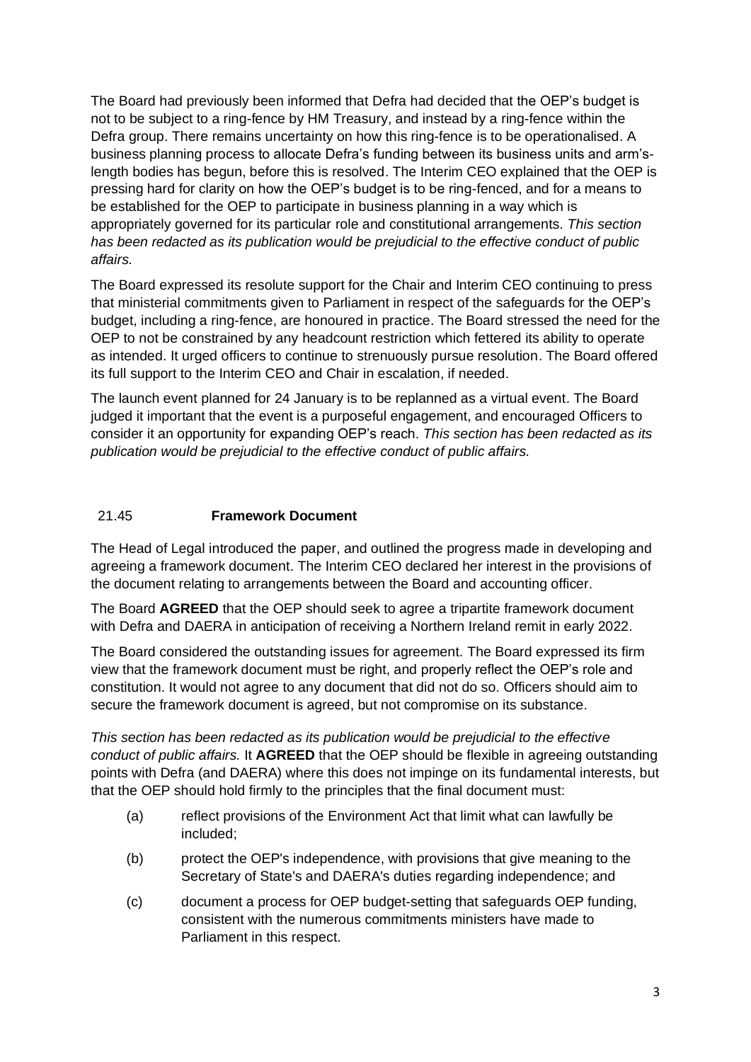The Board had previously been informed that Defra had decided that the OEP's budget is not to be subject to a ring-fence by HM Treasury, and instead by a ring-fence within the Defra group. There remains uncertainty on how this ring-fence is to be operationalised. A business planning process to allocate Defra's funding between its business units and arm's-length bodies has begun, before this is resolved. The Interim CEO explained that the OEP is pressing hard for clarity on how the OEP's budget is to be ring-fenced, and for a means to be established for the OEP to participate in business planning in a way which is appropriately governed for its particular role and constitutional arrangements. *This section has been redacted as its publication would be prejudicial to the effective conduct of public affairs.*

The Board expressed its resolute support for the Chair and Interim CEO continuing to press that ministerial commitments given to Parliament in respect of the safeguards for the OEP's budget, including a ring-fence, are honoured in practice. The Board stressed the need for the OEP to not be constrained by any headcount restriction which fettered its ability to operate as intended. It urged officers to continue to strenuously pursue resolution. The Board offered its full support to the Interim CEO and Chair in escalation, if needed.

The launch event planned for 24 January is to be replanned as a virtual event. The Board judged it important that the event is a purposeful engagement, and encouraged Officers to consider it an opportunity for expanding OEP's reach. *This section has been redacted as its publication would be prejudicial to the effective conduct of public affairs.*

## 21.45 **Framework Document**

The Head of Legal introduced the paper, and outlined the progress made in developing and agreeing a framework document. The Interim CEO declared her interest in the provisions of the document relating to arrangements between the Board and accounting officer.

The Board **AGREED** that the OEP should seek to agree a tripartite framework document with Defra and DAERA in anticipation of receiving a Northern Ireland remit in early 2022.

The Board considered the outstanding issues for agreement. The Board expressed its firm view that the framework document must be right, and properly reflect the OEP's role and constitution. It would not agree to any document that did not do so. Officers should aim to secure the framework document is agreed, but not compromise on its substance.

*This section has been redacted as its publication would be prejudicial to the effective conduct of public affairs.* It **AGREED** that the OEP should be flexible in agreeing outstanding points with Defra (and DAERA) where this does not impinge on its fundamental interests, but that the OEP should hold firmly to the principles that the final document must:

(a) reflect provisions of the Environment Act that limit what can lawfully be included;

(b) protect the OEP's independence, with provisions that give meaning to the Secretary of State's and DAERA's duties regarding independence; and

(c) document a process for OEP budget-setting that safeguards OEP funding, consistent with the numerous commitments ministers have made to Parliament in this respect.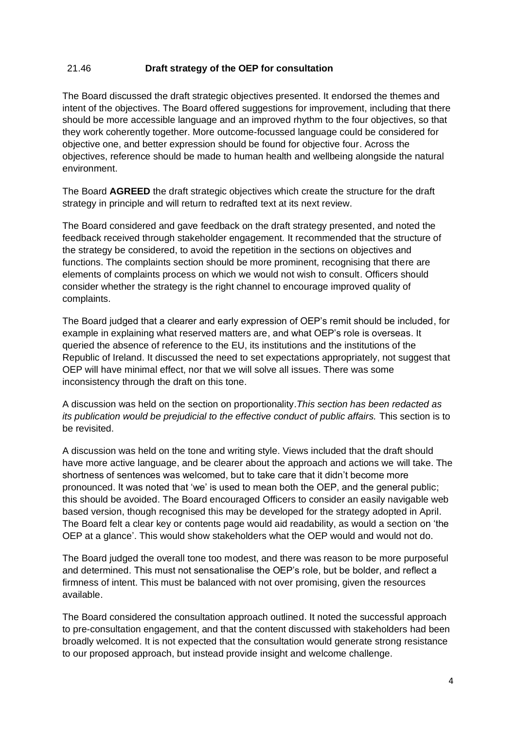## 21.46 **Draft strategy of the OEP for consultation**

The Board discussed the draft strategic objectives presented. It endorsed the themes and intent of the objectives. The Board offered suggestions for improvement, including that there should be more accessible language and an improved rhythm to the four objectives, so that they work coherently together. More outcome-focussed language could be considered for objective one, and better expression should be found for objective four. Across the objectives, reference should be made to human health and wellbeing alongside the natural environment.

The Board **AGREED** the draft strategic objectives which create the structure for the draft strategy in principle and will return to redrafted text at its next review.

The Board considered and gave feedback on the draft strategy presented, and noted the feedback received through stakeholder engagement. It recommended that the structure of the strategy be considered, to avoid the repetition in the sections on objectives and functions. The complaints section should be more prominent, recognising that there are elements of complaints process on which we would not wish to consult. Officers should consider whether the strategy is the right channel to encourage improved quality of complaints.

The Board judged that a clearer and early expression of OEP's remit should be included, for example in explaining what reserved matters are, and what OEP's role is overseas. It queried the absence of reference to the EU, its institutions and the institutions of the Republic of Ireland. It discussed the need to set expectations appropriately, not suggest that OEP will have minimal effect, nor that we will solve all issues. There was some inconsistency through the draft on this tone.

A discussion was held on the section on proportionality.*This section has been redacted as its publication would be prejudicial to the effective conduct of public affairs.* This section is to be revisited.

A discussion was held on the tone and writing style. Views included that the draft should have more active language, and be clearer about the approach and actions we will take. The shortness of sentences was welcomed, but to take care that it didn't become more pronounced. It was noted that 'we' is used to mean both the OEP, and the general public; this should be avoided. The Board encouraged Officers to consider an easily navigable web based version, though recognised this may be developed for the strategy adopted in April. The Board felt a clear key or contents page would aid readability, as would a section on 'the OEP at a glance'. This would show stakeholders what the OEP would and would not do.

The Board judged the overall tone too modest, and there was reason to be more purposeful and determined. This must not sensationalise the OEP's role, but be bolder, and reflect a firmness of intent. This must be balanced with not over promising, given the resources available.

The Board considered the consultation approach outlined. It noted the successful approach to pre-consultation engagement, and that the content discussed with stakeholders had been broadly welcomed. It is not expected that the consultation would generate strong resistance to our proposed approach, but instead provide insight and welcome challenge.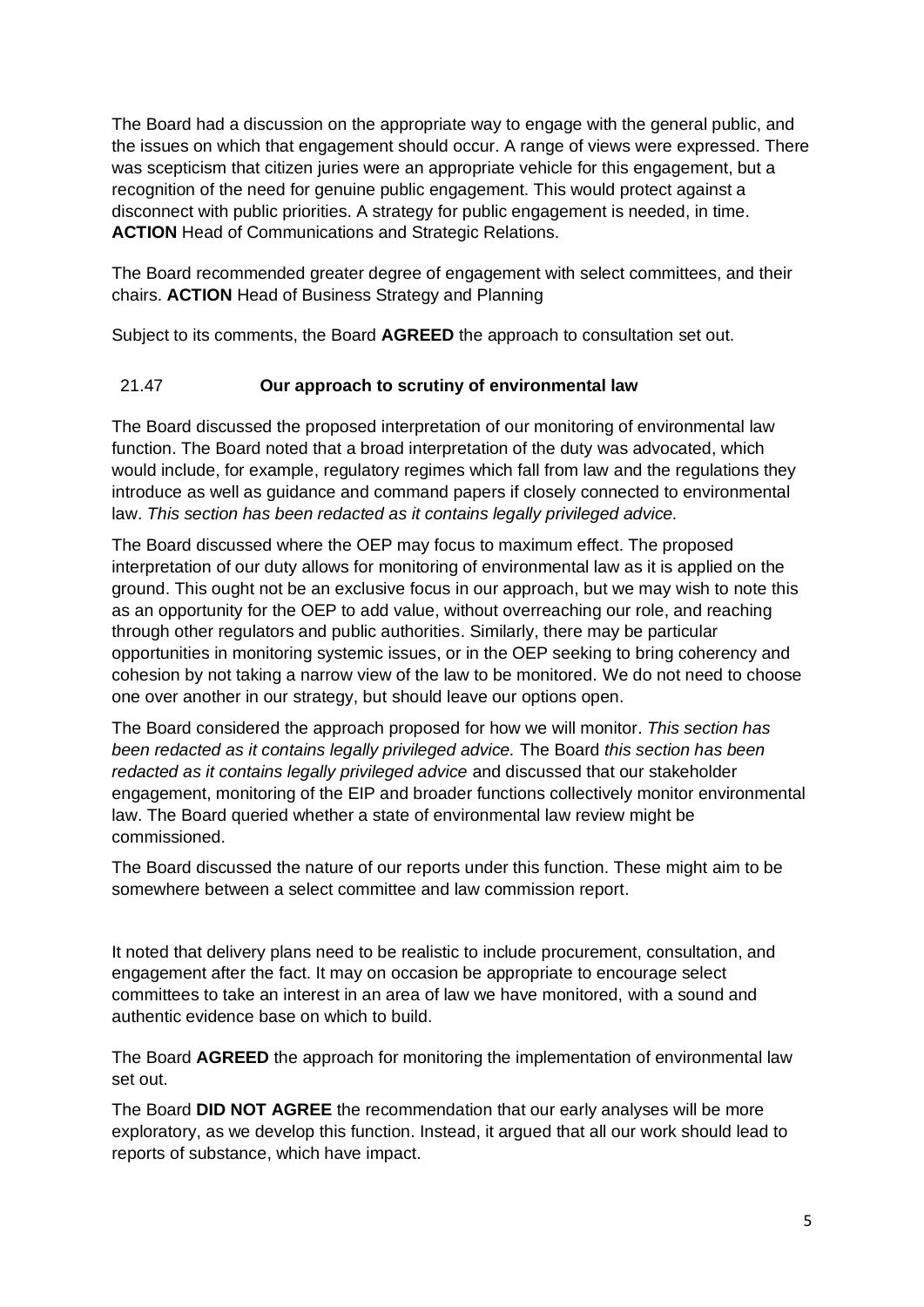The Board had a discussion on the appropriate way to engage with the general public, and the issues on which that engagement should occur. A range of views were expressed. There was scepticism that citizen juries were an appropriate vehicle for this engagement, but a recognition of the need for genuine public engagement. This would protect against a disconnect with public priorities. A strategy for public engagement is needed, in time. **ACTION** Head of Communications and Strategic Relations.

The Board recommended greater degree of engagement with select committees, and their chairs. **ACTION** Head of Business Strategy and Planning

Subject to its comments, the Board **AGREED** the approach to consultation set out.

## 21.47 Our approach to scrutiny of environmental law

The Board discussed the proposed interpretation of our monitoring of environmental law function. The Board noted that a broad interpretation of the duty was advocated, which would include, for example, regulatory regimes which fall from law and the regulations they introduce as well as guidance and command papers if closely connected to environmental law. *This section has been redacted as it contains legally privileged advice.*

The Board discussed where the OEP may focus to maximum effect. The proposed interpretation of our duty allows for monitoring of environmental law as it is applied on the ground. This ought not be an exclusive focus in our approach, but we may wish to note this as an opportunity for the OEP to add value, without overreaching our role, and reaching through other regulators and public authorities. Similarly, there may be particular opportunities in monitoring systemic issues, or in the OEP seeking to bring coherency and cohesion by not taking a narrow view of the law to be monitored. We do not need to choose one over another in our strategy, but should leave our options open.

The Board considered the approach proposed for how we will monitor. *This section has been redacted as it contains legally privileged advice.* The Board *this section has been redacted as it contains legally privileged advice* and discussed that our stakeholder engagement, monitoring of the EIP and broader functions collectively monitor environmental law. The Board queried whether a state of environmental law review might be commissioned.

The Board discussed the nature of our reports under this function. These might aim to be somewhere between a select committee and law commission report.

It noted that delivery plans need to be realistic to include procurement, consultation, and engagement after the fact. It may on occasion be appropriate to encourage select committees to take an interest in an area of law we have monitored, with a sound and authentic evidence base on which to build.

The Board **AGREED** the approach for monitoring the implementation of environmental law set out.

The Board **DID NOT AGREE** the recommendation that our early analyses will be more exploratory, as we develop this function. Instead, it argued that all our work should lead to reports of substance, which have impact.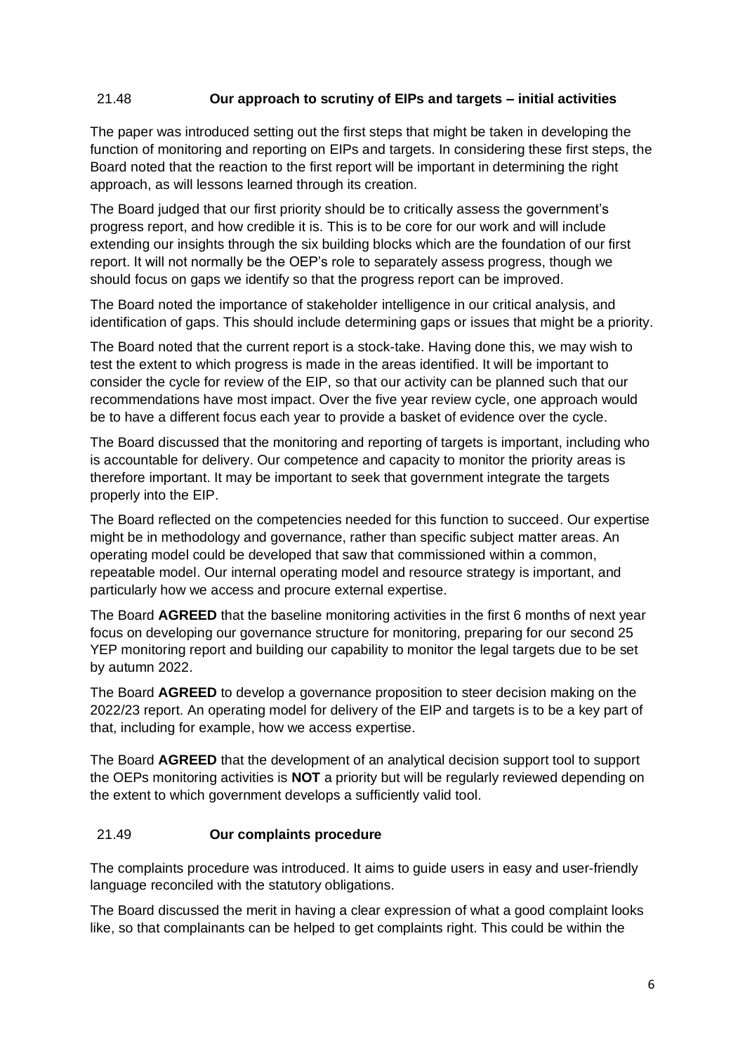### 21.48 **Our approach to scrutiny of EIPs and targets – initial activities**

The paper was introduced setting out the first steps that might be taken in developing the function of monitoring and reporting on EIPs and targets. In considering these first steps, the Board noted that the reaction to the first report will be important in determining the right approach, as will lessons learned through its creation.

The Board judged that our first priority should be to critically assess the government's progress report, and how credible it is. This is to be core for our work and will include extending our insights through the six building blocks which are the foundation of our first report. It will not normally be the OEP's role to separately assess progress, though we should focus on gaps we identify so that the progress report can be improved.

The Board noted the importance of stakeholder intelligence in our critical analysis, and identification of gaps. This should include determining gaps or issues that might be a priority.

The Board noted that the current report is a stock-take. Having done this, we may wish to test the extent to which progress is made in the areas identified. It will be important to consider the cycle for review of the EIP, so that our activity can be planned such that our recommendations have most impact. Over the five year review cycle, one approach would be to have a different focus each year to provide a basket of evidence over the cycle.

The Board discussed that the monitoring and reporting of targets is important, including who is accountable for delivery. Our competence and capacity to monitor the priority areas is therefore important. It may be important to seek that government integrate the targets properly into the EIP.

The Board reflected on the competencies needed for this function to succeed. Our expertise might be in methodology and governance, rather than specific subject matter areas. An operating model could be developed that saw that commissioned within a common, repeatable model. Our internal operating model and resource strategy is important, and particularly how we access and procure external expertise.

The Board **AGREED** that the baseline monitoring activities in the first 6 months of next year focus on developing our governance structure for monitoring, preparing for our second 25 YEP monitoring report and building our capability to monitor the legal targets due to be set by autumn 2022.

The Board **AGREED** to develop a governance proposition to steer decision making on the 2022/23 report. An operating model for delivery of the EIP and targets is to be a key part of that, including for example, how we access expertise.

The Board **AGREED** that the development of an analytical decision support tool to support the OEPs monitoring activities is **NOT** a priority but will be regularly reviewed depending on the extent to which government develops a sufficiently valid tool.

### 21.49 **Our complaints procedure**

The complaints procedure was introduced. It aims to guide users in easy and user-friendly language reconciled with the statutory obligations.

The Board discussed the merit in having a clear expression of what a good complaint looks like, so that complainants can be helped to get complaints right. This could be within the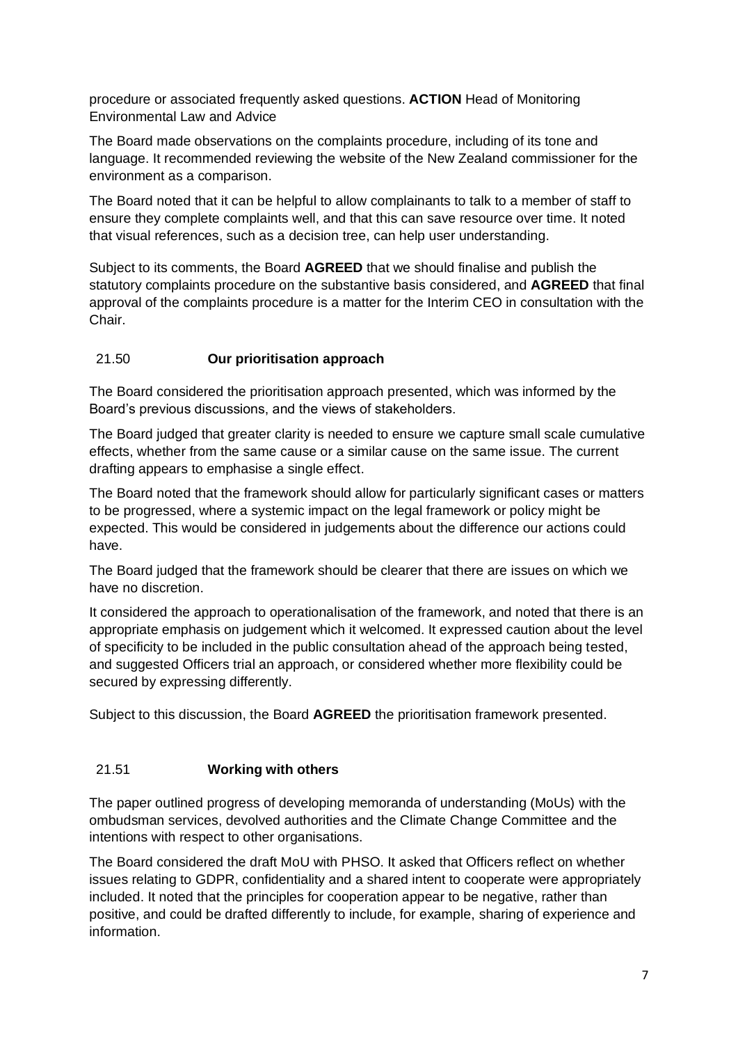procedure or associated frequently asked questions. **ACTION** Head of Monitoring Environmental Law and Advice

The Board made observations on the complaints procedure, including of its tone and language. It recommended reviewing the website of the New Zealand commissioner for the environment as a comparison.

The Board noted that it can be helpful to allow complainants to talk to a member of staff to ensure they complete complaints well, and that this can save resource over time. It noted that visual references, such as a decision tree, can help user understanding.

Subject to its comments, the Board **AGREED** that we should finalise and publish the statutory complaints procedure on the substantive basis considered, and **AGREED** that final approval of the complaints procedure is a matter for the Interim CEO in consultation with the Chair.

### 21.50 **Our prioritisation approach**

The Board considered the prioritisation approach presented, which was informed by the Board's previous discussions, and the views of stakeholders.

The Board judged that greater clarity is needed to ensure we capture small scale cumulative effects, whether from the same cause or a similar cause on the same issue. The current drafting appears to emphasise a single effect.

The Board noted that the framework should allow for particularly significant cases or matters to be progressed, where a systemic impact on the legal framework or policy might be expected. This would be considered in judgements about the difference our actions could have.

The Board judged that the framework should be clearer that there are issues on which we have no discretion.

It considered the approach to operationalisation of the framework, and noted that there is an appropriate emphasis on judgement which it welcomed. It expressed caution about the level of specificity to be included in the public consultation ahead of the approach being tested, and suggested Officers trial an approach, or considered whether more flexibility could be secured by expressing differently.

Subject to this discussion, the Board **AGREED** the prioritisation framework presented.

### 21.51 **Working with others**

The paper outlined progress of developing memoranda of understanding (MoUs) with the ombudsman services, devolved authorities and the Climate Change Committee and the intentions with respect to other organisations.

The Board considered the draft MoU with PHSO. It asked that Officers reflect on whether issues relating to GDPR, confidentiality and a shared intent to cooperate were appropriately included. It noted that the principles for cooperation appear to be negative, rather than positive, and could be drafted differently to include, for example, sharing of experience and information.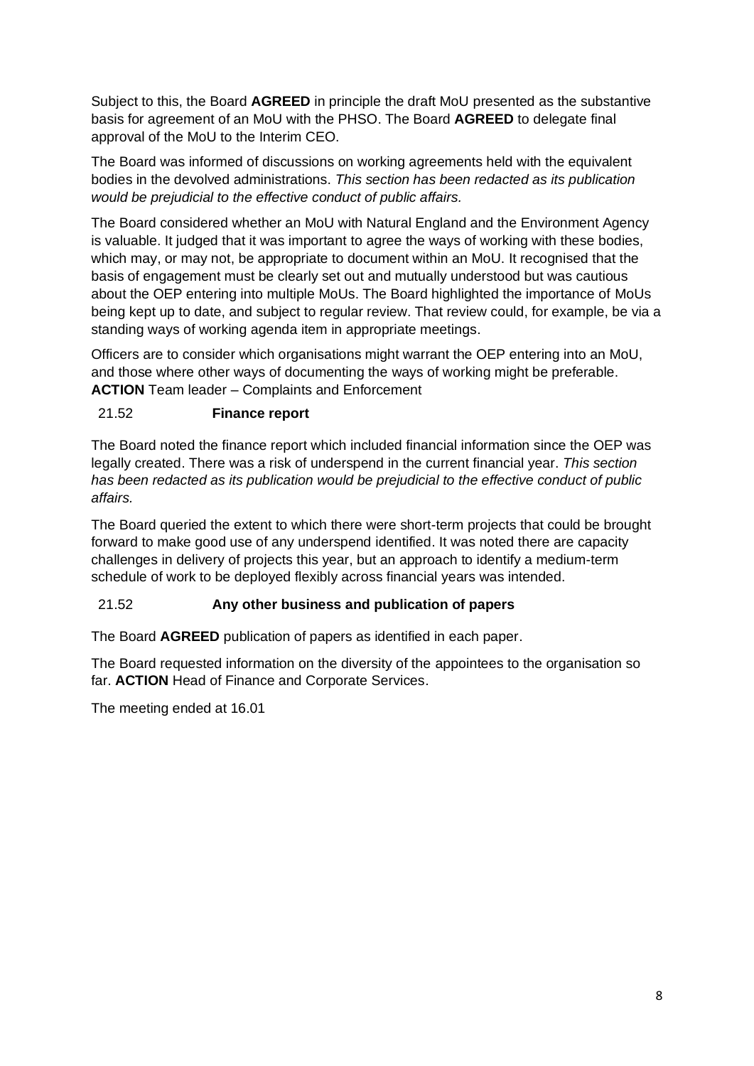Subject to this, the Board **AGREED** in principle the draft MoU presented as the substantive basis for agreement of an MoU with the PHSO. The Board **AGREED** to delegate final approval of the MoU to the Interim CEO.

The Board was informed of discussions on working agreements held with the equivalent bodies in the devolved administrations. *This section has been redacted as its publication would be prejudicial to the effective conduct of public affairs.*

The Board considered whether an MoU with Natural England and the Environment Agency is valuable. It judged that it was important to agree the ways of working with these bodies, which may, or may not, be appropriate to document within an MoU. It recognised that the basis of engagement must be clearly set out and mutually understood but was cautious about the OEP entering into multiple MoUs. The Board highlighted the importance of MoUs being kept up to date, and subject to regular review. That review could, for example, be via a standing ways of working agenda item in appropriate meetings.

Officers are to consider which organisations might warrant the OEP entering into an MoU, and those where other ways of documenting the ways of working might be preferable. **ACTION** Team leader – Complaints and Enforcement

## 21.52 **Finance report**

The Board noted the finance report which included financial information since the OEP was legally created. There was a risk of underspend in the current financial year. *This section has been redacted as its publication would be prejudicial to the effective conduct of public affairs.*

The Board queried the extent to which there were short-term projects that could be brought forward to make good use of any underspend identified. It was noted there are capacity challenges in delivery of projects this year, but an approach to identify a medium-term schedule of work to be deployed flexibly across financial years was intended.

## 21.52 **Any other business and publication of papers**

The Board **AGREED** publication of papers as identified in each paper.

The Board requested information on the diversity of the appointees to the organisation so far. **ACTION** Head of Finance and Corporate Services.

The meeting ended at 16.01